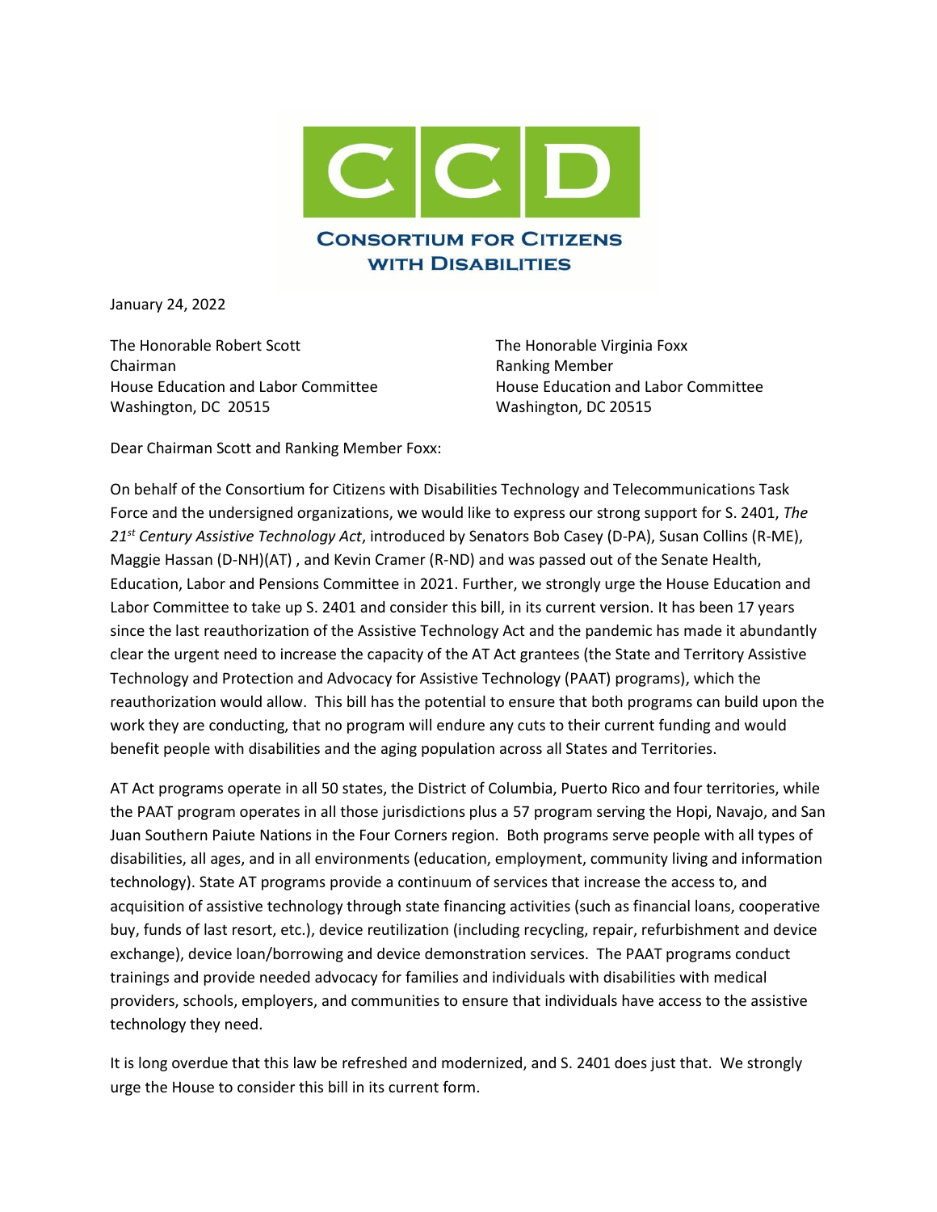**CCD**

**CONSORTIUM FOR CITIZENS WITH DISABILITIES**

January 24, 2022

The Honorable Robert Scott
Chairman
House Education and Labor Committee
Washington, DC 20515

The Honorable Virginia Foxx
Ranking Member
House Education and Labor Committee
Washington, DC 20515

Dear Chairman Scott and Ranking Member Foxx:

On behalf of the Consortium for Citizens with Disabilities Technology and Telecommunications Task Force and the undersigned organizations, we would like to express our strong support for S. 2401, *The 21st Century Assistive Technology Act*, introduced by Senators Bob Casey (D-PA), Susan Collins (R-ME), Maggie Hassan (D-NH)(AT) , and Kevin Cramer (R-ND) and was passed out of the Senate Health, Education, Labor and Pensions Committee in 2021. Further, we strongly urge the House Education and Labor Committee to take up S. 2401 and consider this bill, in its current version. It has been 17 years since the last reauthorization of the Assistive Technology Act and the pandemic has made it abundantly clear the urgent need to increase the capacity of the AT Act grantees (the State and Territory Assistive Technology and Protection and Advocacy for Assistive Technology (PAAT) programs), which the reauthorization would allow. This bill has the potential to ensure that both programs can build upon the work they are conducting, that no program will endure any cuts to their current funding and would benefit people with disabilities and the aging population across all States and Territories.

AT Act programs operate in all 50 states, the District of Columbia, Puerto Rico and four territories, while the PAAT program operates in all those jurisdictions plus a 57 program serving the Hopi, Navajo, and San Juan Southern Paiute Nations in the Four Corners region. Both programs serve people with all types of disabilities, all ages, and in all environments (education, employment, community living and information technology). State AT programs provide a continuum of services that increase the access to, and acquisition of assistive technology through state financing activities (such as financial loans, cooperative buy, funds of last resort, etc.), device reutilization (including recycling, repair, refurbishment and device exchange), device loan/borrowing and device demonstration services. The PAAT programs conduct trainings and provide needed advocacy for families and individuals with disabilities with medical providers, schools, employers, and communities to ensure that individuals have access to the assistive technology they need.

It is long overdue that this law be refreshed and modernized, and S. 2401 does just that. We strongly urge the House to consider this bill in its current form.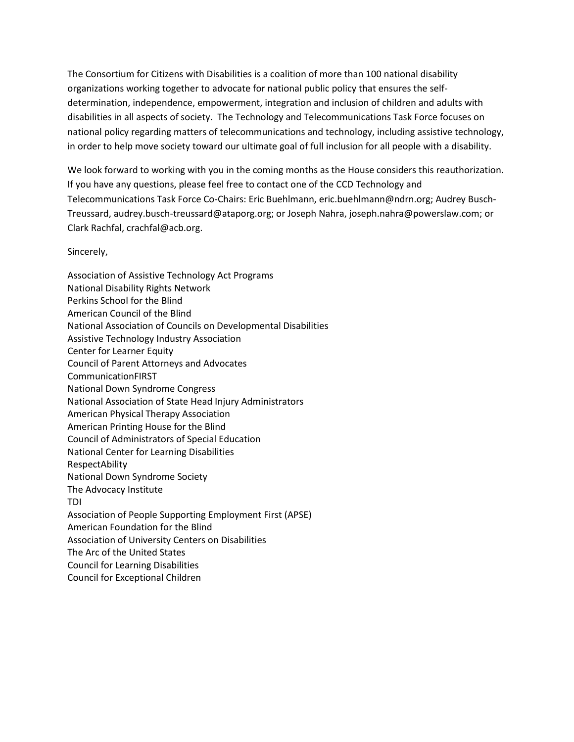The Consortium for Citizens with Disabilities is a coalition of more than 100 national disability organizations working together to advocate for national public policy that ensures the self-determination, independence, empowerment, integration and inclusion of children and adults with disabilities in all aspects of society. The Technology and Telecommunications Task Force focuses on national policy regarding matters of telecommunications and technology, including assistive technology, in order to help move society toward our ultimate goal of full inclusion for all people with a disability.

We look forward to working with you in the coming months as the House considers this reauthorization. If you have any questions, please feel free to contact one of the CCD Technology and Telecommunications Task Force Co-Chairs: Eric Buehlmann, eric.buehlmann@ndrn.org; Audrey Busch-Treussard, audrey.busch-treussard@ataporg.org; or Joseph Nahra, joseph.nahra@powerslaw.com; or Clark Rachfal, crachfal@acb.org.

Sincerely,

Association of Assistive Technology Act Programs
National Disability Rights Network
Perkins School for the Blind
American Council of the Blind
National Association of Councils on Developmental Disabilities
Assistive Technology Industry Association
Center for Learner Equity
Council of Parent Attorneys and Advocates
CommunicationFIRST
National Down Syndrome Congress
National Association of State Head Injury Administrators
American Physical Therapy Association
American Printing House for the Blind
Council of Administrators of Special Education
National Center for Learning Disabilities
RespectAbility
National Down Syndrome Society
The Advocacy Institute
TDI
Association of People Supporting Employment First (APSE)
American Foundation for the Blind
Association of University Centers on Disabilities
The Arc of the United States
Council for Learning Disabilities
Council for Exceptional Children